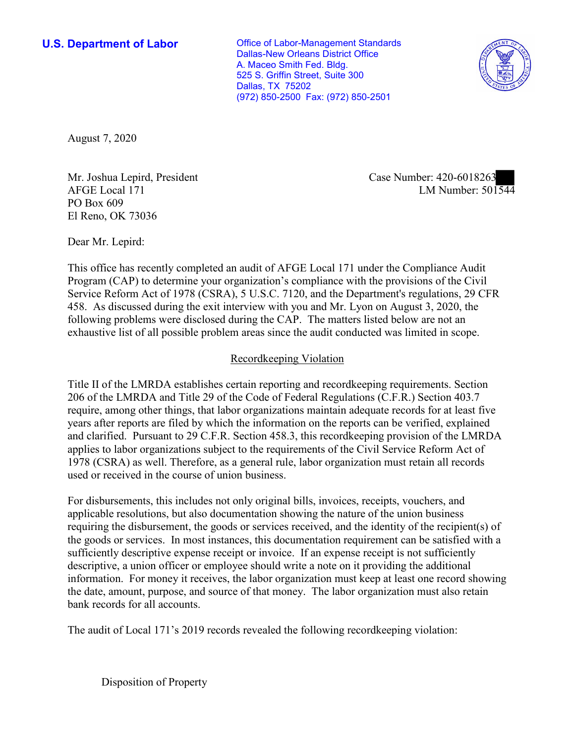**U.S. Department of Labor**

Office of Labor-Management Standards
Dallas-New Orleans District Office
A. Maceo Smith Fed. Bldg.
525 S. Griffin Street, Suite 300
Dallas, TX 75202
(972) 850-2500 Fax: (972) 850-2501

August 7, 2020

Mr. Joshua Lepird, President
AFGE Local 171
PO Box 609
El Reno, OK 73036

Case Number: 420-6018263
LM Number: 501544

Dear Mr. Lepird:

This office has recently completed an audit of AFGE Local 171 under the Compliance Audit Program (CAP) to determine your organization's compliance with the provisions of the Civil Service Reform Act of 1978 (CSRA), 5 U.S.C. 7120, and the Department's regulations, 29 CFR 458. As discussed during the exit interview with you and Mr. Lyon on August 3, 2020, the following problems were disclosed during the CAP. The matters listed below are not an exhaustive list of all possible problem areas since the audit conducted was limited in scope.

## Recordkeeping Violation

Title II of the LMRDA establishes certain reporting and recordkeeping requirements. Section 206 of the LMRDA and Title 29 of the Code of Federal Regulations (C.F.R.) Section 403.7 require, among other things, that labor organizations maintain adequate records for at least five years after reports are filed by which the information on the reports can be verified, explained and clarified. Pursuant to 29 C.F.R. Section 458.3, this recordkeeping provision of the LMRDA applies to labor organizations subject to the requirements of the Civil Service Reform Act of 1978 (CSRA) as well. Therefore, as a general rule, labor organization must retain all records used or received in the course of union business.

For disbursements, this includes not only original bills, invoices, receipts, vouchers, and applicable resolutions, but also documentation showing the nature of the union business requiring the disbursement, the goods or services received, and the identity of the recipient(s) of the goods or services. In most instances, this documentation requirement can be satisfied with a sufficiently descriptive expense receipt or invoice. If an expense receipt is not sufficiently descriptive, a union officer or employee should write a note on it providing the additional information. For money it receives, the labor organization must keep at least one record showing the date, amount, purpose, and source of that money. The labor organization must also retain bank records for all accounts.

The audit of Local 171's 2019 records revealed the following recordkeeping violation:

Disposition of Property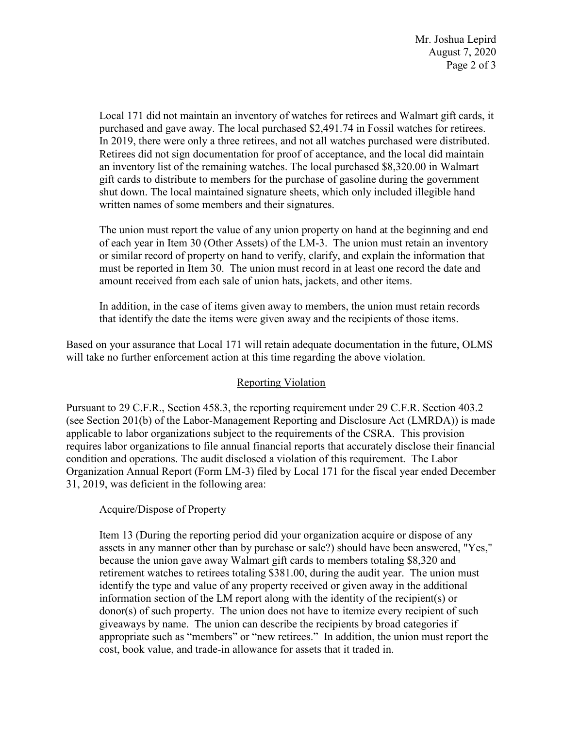Local 171 did not maintain an inventory of watches for retirees and Walmart gift cards, it purchased and gave away. The local purchased $2,491.74 in Fossil watches for retirees. In 2019, there were only a three retirees, and not all watches purchased were distributed. Retirees did not sign documentation for proof of acceptance, and the local did maintain an inventory list of the remaining watches. The local purchased $8,320.00 in Walmart gift cards to distribute to members for the purchase of gasoline during the government shut down. The local maintained signature sheets, which only included illegible hand written names of some members and their signatures.

The union must report the value of any union property on hand at the beginning and end of each year in Item 30 (Other Assets) of the LM-3. The union must retain an inventory or similar record of property on hand to verify, clarify, and explain the information that must be reported in Item 30. The union must record in at least one record the date and amount received from each sale of union hats, jackets, and other items.

In addition, in the case of items given away to members, the union must retain records that identify the date the items were given away and the recipients of those items.

Based on your assurance that Local 171 will retain adequate documentation in the future, OLMS will take no further enforcement action at this time regarding the above violation.

## Reporting Violation

Pursuant to 29 C.F.R., Section 458.3, the reporting requirement under 29 C.F.R. Section 403.2 (see Section 201(b) of the Labor-Management Reporting and Disclosure Act (LMRDA)) is made applicable to labor organizations subject to the requirements of the CSRA. This provision requires labor organizations to file annual financial reports that accurately disclose their financial condition and operations. The audit disclosed a violation of this requirement. The Labor Organization Annual Report (Form LM-3) filed by Local 171 for the fiscal year ended December 31, 2019, was deficient in the following area:

Acquire/Dispose of Property

Item 13 (During the reporting period did your organization acquire or dispose of any assets in any manner other than by purchase or sale?) should have been answered, "Yes," because the union gave away Walmart gift cards to members totaling $8,320 and retirement watches to retirees totaling $381.00, during the audit year. The union must identify the type and value of any property received or given away in the additional information section of the LM report along with the identity of the recipient(s) or donor(s) of such property. The union does not have to itemize every recipient of such giveaways by name. The union can describe the recipients by broad categories if appropriate such as "members" or "new retirees." In addition, the union must report the cost, book value, and trade-in allowance for assets that it traded in.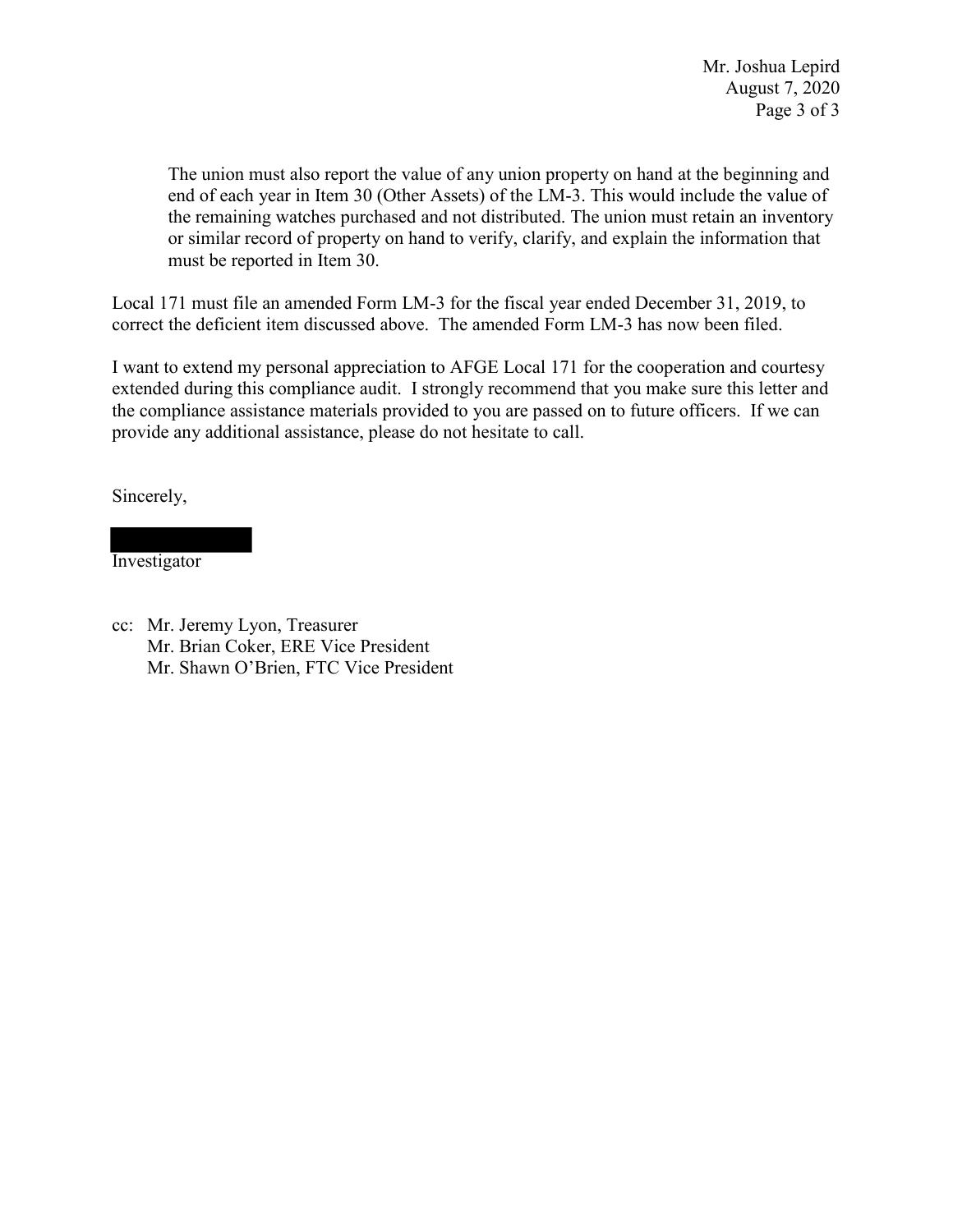The union must also report the value of any union property on hand at the beginning and end of each year in Item 30 (Other Assets) of the LM-3. This would include the value of the remaining watches purchased and not distributed. The union must retain an inventory or similar record of property on hand to verify, clarify, and explain the information that must be reported in Item 30.

Local 171 must file an amended Form LM-3 for the fiscal year ended December 31, 2019, to correct the deficient item discussed above. The amended Form LM-3 has now been filed.

I want to extend my personal appreciation to AFGE Local 171 for the cooperation and courtesy extended during this compliance audit. I strongly recommend that you make sure this letter and the compliance assistance materials provided to you are passed on to future officers. If we can provide any additional assistance, please do not hesitate to call.

Sincerely,

Investigator

cc: Mr. Jeremy Lyon, Treasurer
Mr. Brian Coker, ERE Vice President
Mr. Shawn O'Brien, FTC Vice President